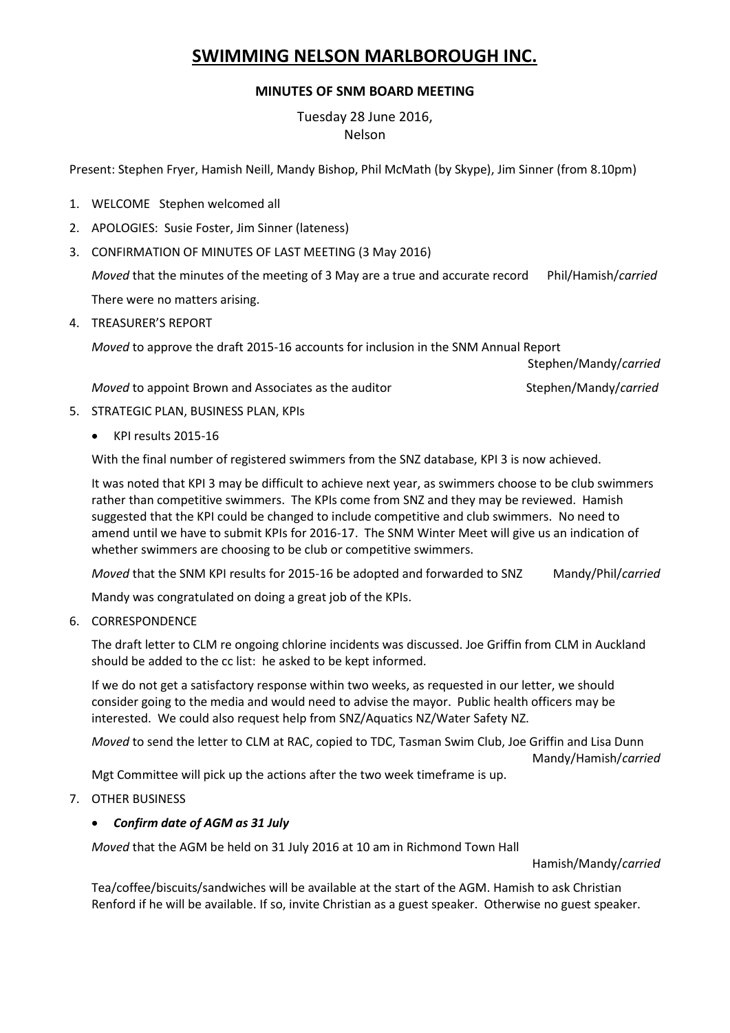# SWIMMING NELSON MARLBOROUGH INC.

## MINUTES OF SNM BOARD MEETING

Tuesday 28 June 2016,
Nelson

Present: Stephen Fryer, Hamish Neill, Mandy Bishop, Phil McMath (by Skype), Jim Sinner (from 8.10pm)

1. WELCOME Stephen welcomed all

2. APOLOGIES: Susie Foster, Jim Sinner (lateness)

3. CONFIRMATION OF MINUTES OF LAST MEETING (3 May 2016)

   *Moved* that the minutes of the meeting of 3 May are a true and accurate record Phil/Hamish/*carried*

   There were no matters arising.

4. TREASURER'S REPORT

   *Moved* to approve the draft 2015-16 accounts for inclusion in the SNM Annual Report Stephen/Mandy/*carried*

   *Moved* to appoint Brown and Associates as the auditor Stephen/Mandy/*carried*

5. STRATEGIC PLAN, BUSINESS PLAN, KPIs

   - KPI results 2015-16

   With the final number of registered swimmers from the SNZ database, KPI 3 is now achieved.

   It was noted that KPI 3 may be difficult to achieve next year, as swimmers choose to be club swimmers rather than competitive swimmers. The KPIs come from SNZ and they may be reviewed. Hamish suggested that the KPI could be changed to include competitive and club swimmers. No need to amend until we have to submit KPIs for 2016-17. The SNM Winter Meet will give us an indication of whether swimmers are choosing to be club or competitive swimmers.

   *Moved* that the SNM KPI results for 2015-16 be adopted and forwarded to SNZ Mandy/Phil/*carried*

   Mandy was congratulated on doing a great job of the KPIs.

6. CORRESPONDENCE

   The draft letter to CLM re ongoing chlorine incidents was discussed. Joe Griffin from CLM in Auckland should be added to the cc list: he asked to be kept informed.

   If we do not get a satisfactory response within two weeks, as requested in our letter, we should consider going to the media and would need to advise the mayor. Public health officers may be interested. We could also request help from SNZ/Aquatics NZ/Water Safety NZ.

   *Moved* to send the letter to CLM at RAC, copied to TDC, Tasman Swim Club, Joe Griffin and Lisa Dunn Mandy/Hamish/*carried*

   Mgt Committee will pick up the actions after the two week timeframe is up.

7. OTHER BUSINESS

   - ***Confirm date of AGM as 31 July***

   *Moved* that the AGM be held on 31 July 2016 at 10 am in Richmond Town Hall Hamish/Mandy/*carried*

   Tea/coffee/biscuits/sandwiches will be available at the start of the AGM. Hamish to ask Christian Renford if he will be available. If so, invite Christian as a guest speaker. Otherwise no guest speaker.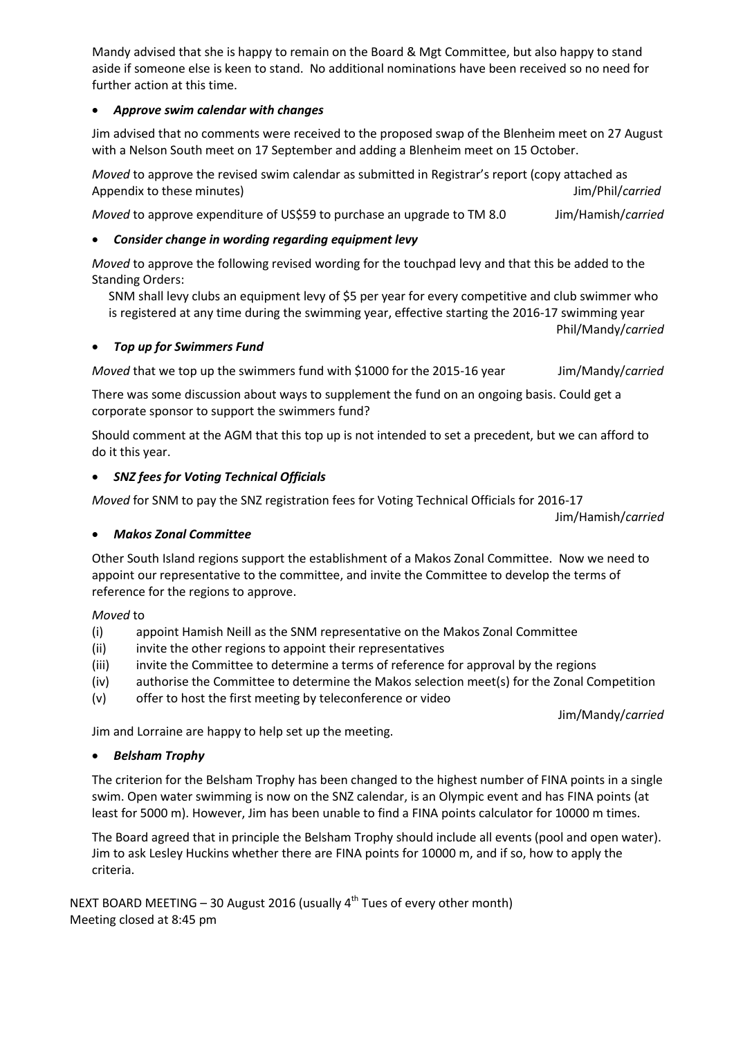Mandy advised that she is happy to remain on the Board & Mgt Committee, but also happy to stand aside if someone else is keen to stand. No additional nominations have been received so no need for further action at this time.

- ***Approve swim calendar with changes***

Jim advised that no comments were received to the proposed swap of the Blenheim meet on 27 August with a Nelson South meet on 17 September and adding a Blenheim meet on 15 October.

*Moved* to approve the revised swim calendar as submitted in Registrar's report (copy attached as Appendix to these minutes) Jim/Phil/*carried*

*Moved* to approve expenditure of US$59 to purchase an upgrade to TM 8.0 Jim/Hamish/*carried*

- ***Consider change in wording regarding equipment levy***

*Moved* to approve the following revised wording for the touchpad levy and that this be added to the Standing Orders:

> SNM shall levy clubs an equipment levy of $5 per year for every competitive and club swimmer who is registered at any time during the swimming year, effective starting the 2016-17 swimming year

Phil/Mandy/*carried*

- ***Top up for Swimmers Fund***

*Moved* that we top up the swimmers fund with $1000 for the 2015-16 year Jim/Mandy/*carried*

There was some discussion about ways to supplement the fund on an ongoing basis. Could get a corporate sponsor to support the swimmers fund?

Should comment at the AGM that this top up is not intended to set a precedent, but we can afford to do it this year.

- ***SNZ fees for Voting Technical Officials***

*Moved* for SNM to pay the SNZ registration fees for Voting Technical Officials for 2016-17

Jim/Hamish/*carried*

- ***Makos Zonal Committee***

Other South Island regions support the establishment of a Makos Zonal Committee. Now we need to appoint our representative to the committee, and invite the Committee to develop the terms of reference for the regions to approve.

*Moved* to

(i) appoint Hamish Neill as the SNM representative on the Makos Zonal Committee
(ii) invite the other regions to appoint their representatives
(iii) invite the Committee to determine a terms of reference for approval by the regions
(iv) authorise the Committee to determine the Makos selection meet(s) for the Zonal Competition
(v) offer to host the first meeting by teleconference or video

Jim/Mandy/*carried*

Jim and Lorraine are happy to help set up the meeting.

- ***Belsham Trophy***

The criterion for the Belsham Trophy has been changed to the highest number of FINA points in a single swim. Open water swimming is now on the SNZ calendar, is an Olympic event and has FINA points (at least for 5000 m). However, Jim has been unable to find a FINA points calculator for 10000 m times.

The Board agreed that in principle the Belsham Trophy should include all events (pool and open water). Jim to ask Lesley Huckins whether there are FINA points for 10000 m, and if so, how to apply the criteria.

NEXT BOARD MEETING – 30 August 2016 (usually 4th Tues of every other month)
Meeting closed at 8:45 pm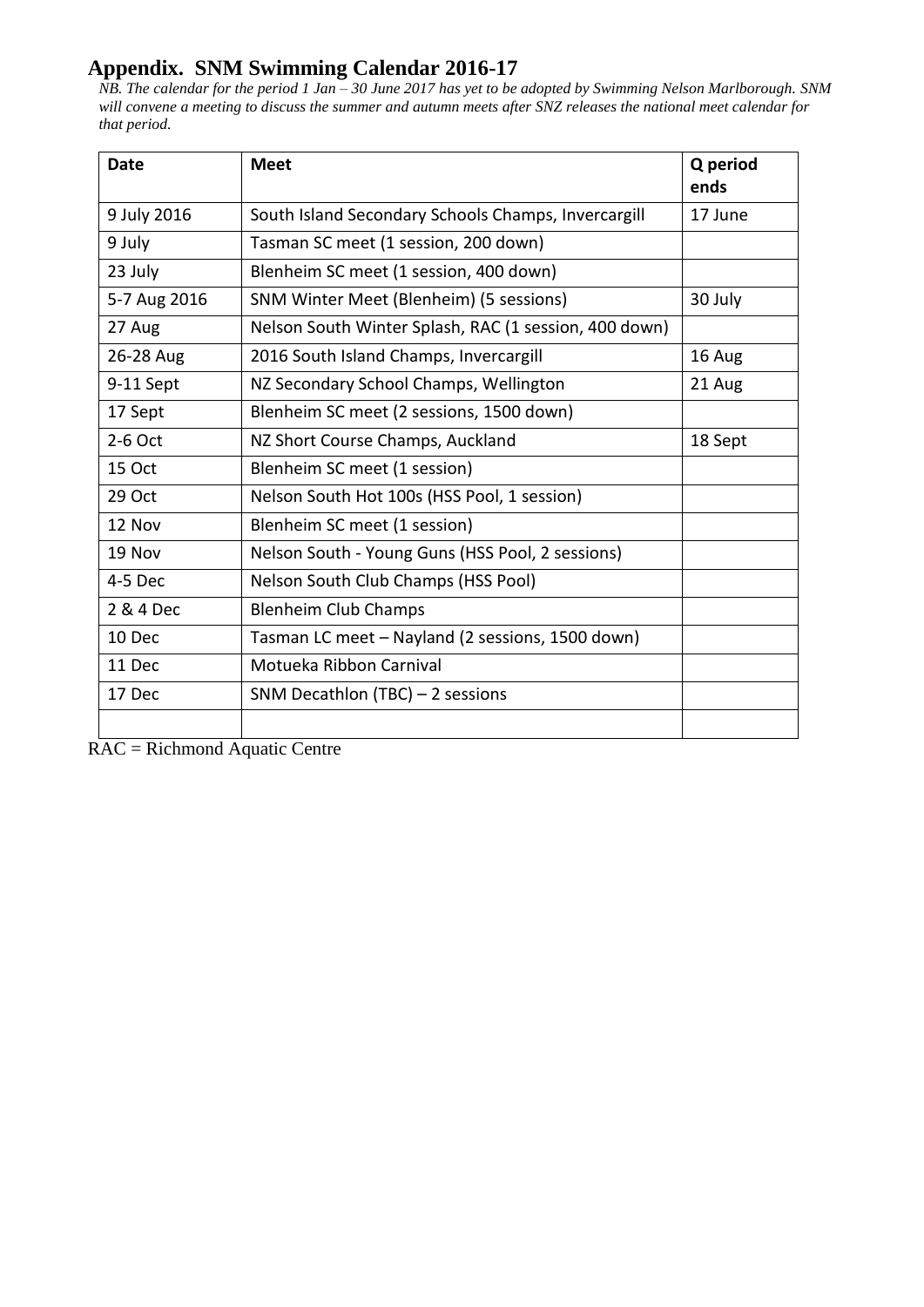## Appendix. SNM Swimming Calendar 2016-17

*NB. The calendar for the period 1 Jan – 30 June 2017 has yet to be adopted by Swimming Nelson Marlborough. SNM will convene a meeting to discuss the summer and autumn meets after SNZ releases the national meet calendar for that period.*

| **Date** | **Meet** | **Q period ends** |
|---|---|---|
| 9 July 2016 | South Island Secondary Schools Champs, Invercargill | 17 June |
| 9 July | Tasman SC meet (1 session, 200 down) | |
| 23 July | Blenheim SC meet (1 session, 400 down) | |
| 5-7 Aug 2016 | SNM Winter Meet (Blenheim) (5 sessions) | 30 July |
| 27 Aug | Nelson South Winter Splash, RAC (1 session, 400 down) | |
| 26-28 Aug | 2016 South Island Champs, Invercargill | 16 Aug |
| 9-11 Sept | NZ Secondary School Champs, Wellington | 21 Aug |
| 17 Sept | Blenheim SC meet (2 sessions, 1500 down) | |
| 2-6 Oct | NZ Short Course Champs, Auckland | 18 Sept |
| 15 Oct | Blenheim SC meet (1 session) | |
| 29 Oct | Nelson South Hot 100s (HSS Pool, 1 session) | |
| 12 Nov | Blenheim SC meet (1 session) | |
| 19 Nov | Nelson South - Young Guns (HSS Pool, 2 sessions) | |
| 4-5 Dec | Nelson South Club Champs (HSS Pool) | |
| 2 & 4 Dec | Blenheim Club Champs | |
| 10 Dec | Tasman LC meet – Nayland (2 sessions, 1500 down) | |
| 11 Dec | Motueka Ribbon Carnival | |
| 17 Dec | SNM Decathlon (TBC) – 2 sessions | |
| | | |

RAC = Richmond Aquatic Centre